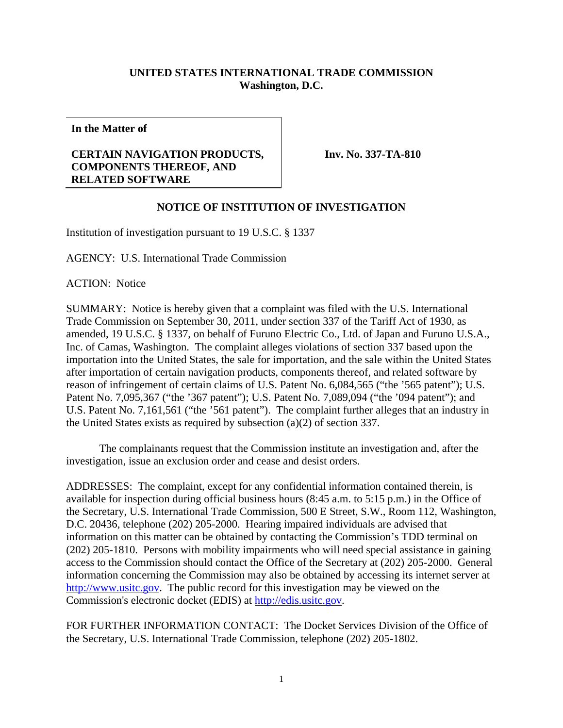**UNITED STATES INTERNATIONAL TRADE COMMISSION**
**Washington, D.C.**

| **In the Matter of** **CERTAIN NAVIGATION PRODUCTS, COMPONENTS THEREOF, AND RELATED SOFTWARE** | **Inv. No. 337-TA-810** |
|---|---|

## NOTICE OF INSTITUTION OF INVESTIGATION

Institution of investigation pursuant to 19 U.S.C. § 1337

AGENCY: U.S. International Trade Commission

ACTION: Notice

SUMMARY: Notice is hereby given that a complaint was filed with the U.S. International Trade Commission on September 30, 2011, under section 337 of the Tariff Act of 1930, as amended, 19 U.S.C. § 1337, on behalf of Furuno Electric Co., Ltd. of Japan and Furuno U.S.A., Inc. of Camas, Washington. The complaint alleges violations of section 337 based upon the importation into the United States, the sale for importation, and the sale within the United States after importation of certain navigation products, components thereof, and related software by reason of infringement of certain claims of U.S. Patent No. 6,084,565 ("the '565 patent"); U.S. Patent No. 7,095,367 ("the '367 patent"); U.S. Patent No. 7,089,094 ("the '094 patent"); and U.S. Patent No. 7,161,561 ("the '561 patent"). The complaint further alleges that an industry in the United States exists as required by subsection (a)(2) of section 337.

The complainants request that the Commission institute an investigation and, after the investigation, issue an exclusion order and cease and desist orders.

ADDRESSES: The complaint, except for any confidential information contained therein, is available for inspection during official business hours (8:45 a.m. to 5:15 p.m.) in the Office of the Secretary, U.S. International Trade Commission, 500 E Street, S.W., Room 112, Washington, D.C. 20436, telephone (202) 205-2000. Hearing impaired individuals are advised that information on this matter can be obtained by contacting the Commission's TDD terminal on (202) 205-1810. Persons with mobility impairments who will need special assistance in gaining access to the Commission should contact the Office of the Secretary at (202) 205-2000. General information concerning the Commission may also be obtained by accessing its internet server at http://www.usitc.gov. The public record for this investigation may be viewed on the Commission's electronic docket (EDIS) at http://edis.usitc.gov.

FOR FURTHER INFORMATION CONTACT: The Docket Services Division of the Office of the Secretary, U.S. International Trade Commission, telephone (202) 205-1802.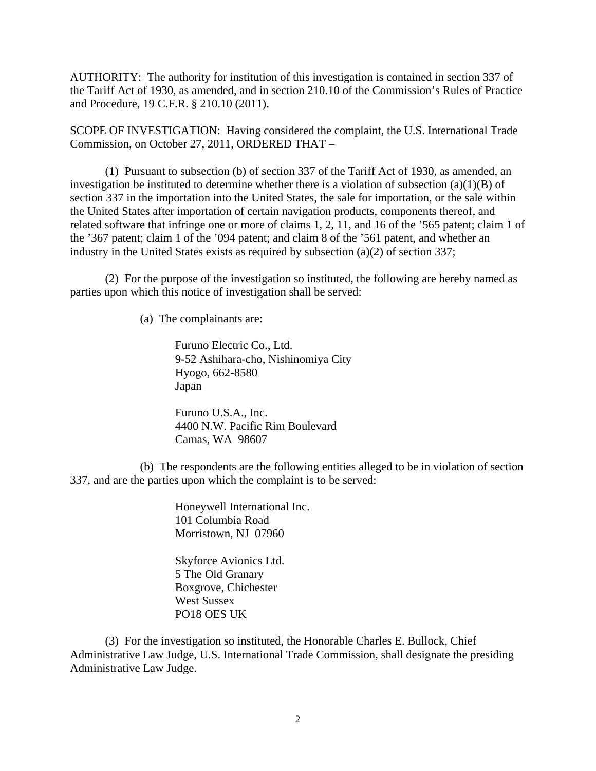AUTHORITY: The authority for institution of this investigation is contained in section 337 of the Tariff Act of 1930, as amended, and in section 210.10 of the Commission's Rules of Practice and Procedure, 19 C.F.R. § 210.10 (2011).

SCOPE OF INVESTIGATION: Having considered the complaint, the U.S. International Trade Commission, on October 27, 2011, ORDERED THAT –

(1) Pursuant to subsection (b) of section 337 of the Tariff Act of 1930, as amended, an investigation be instituted to determine whether there is a violation of subsection (a)(1)(B) of section 337 in the importation into the United States, the sale for importation, or the sale within the United States after importation of certain navigation products, components thereof, and related software that infringe one or more of claims 1, 2, 11, and 16 of the '565 patent; claim 1 of the '367 patent; claim 1 of the '094 patent; and claim 8 of the '561 patent, and whether an industry in the United States exists as required by subsection (a)(2) of section 337;

(2) For the purpose of the investigation so instituted, the following are hereby named as parties upon which this notice of investigation shall be served:

(a) The complainants are:

Furuno Electric Co., Ltd.
9-52 Ashihara-cho, Nishinomiya City
Hyogo, 662-8580
Japan

Furuno U.S.A., Inc.
4400 N.W. Pacific Rim Boulevard
Camas, WA 98607

(b) The respondents are the following entities alleged to be in violation of section 337, and are the parties upon which the complaint is to be served:

Honeywell International Inc.
101 Columbia Road
Morristown, NJ 07960

Skyforce Avionics Ltd.
5 The Old Granary
Boxgrove, Chichester
West Sussex
PO18 OES UK

(3) For the investigation so instituted, the Honorable Charles E. Bullock, Chief Administrative Law Judge, U.S. International Trade Commission, shall designate the presiding Administrative Law Judge.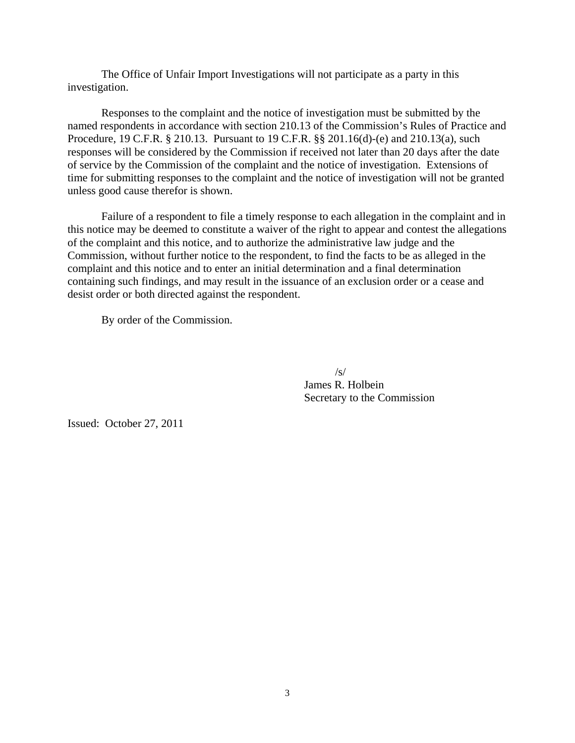The Office of Unfair Import Investigations will not participate as a party in this investigation.

Responses to the complaint and the notice of investigation must be submitted by the named respondents in accordance with section 210.13 of the Commission's Rules of Practice and Procedure, 19 C.F.R. § 210.13. Pursuant to 19 C.F.R. §§ 201.16(d)-(e) and 210.13(a), such responses will be considered by the Commission if received not later than 20 days after the date of service by the Commission of the complaint and the notice of investigation. Extensions of time for submitting responses to the complaint and the notice of investigation will not be granted unless good cause therefor is shown.

Failure of a respondent to file a timely response to each allegation in the complaint and in this notice may be deemed to constitute a waiver of the right to appear and contest the allegations of the complaint and this notice, and to authorize the administrative law judge and the Commission, without further notice to the respondent, to find the facts to be as alleged in the complaint and this notice and to enter an initial determination and a final determination containing such findings, and may result in the issuance of an exclusion order or a cease and desist order or both directed against the respondent.

By order of the Commission.

/s/
James R. Holbein
Secretary to the Commission

Issued: October 27, 2011